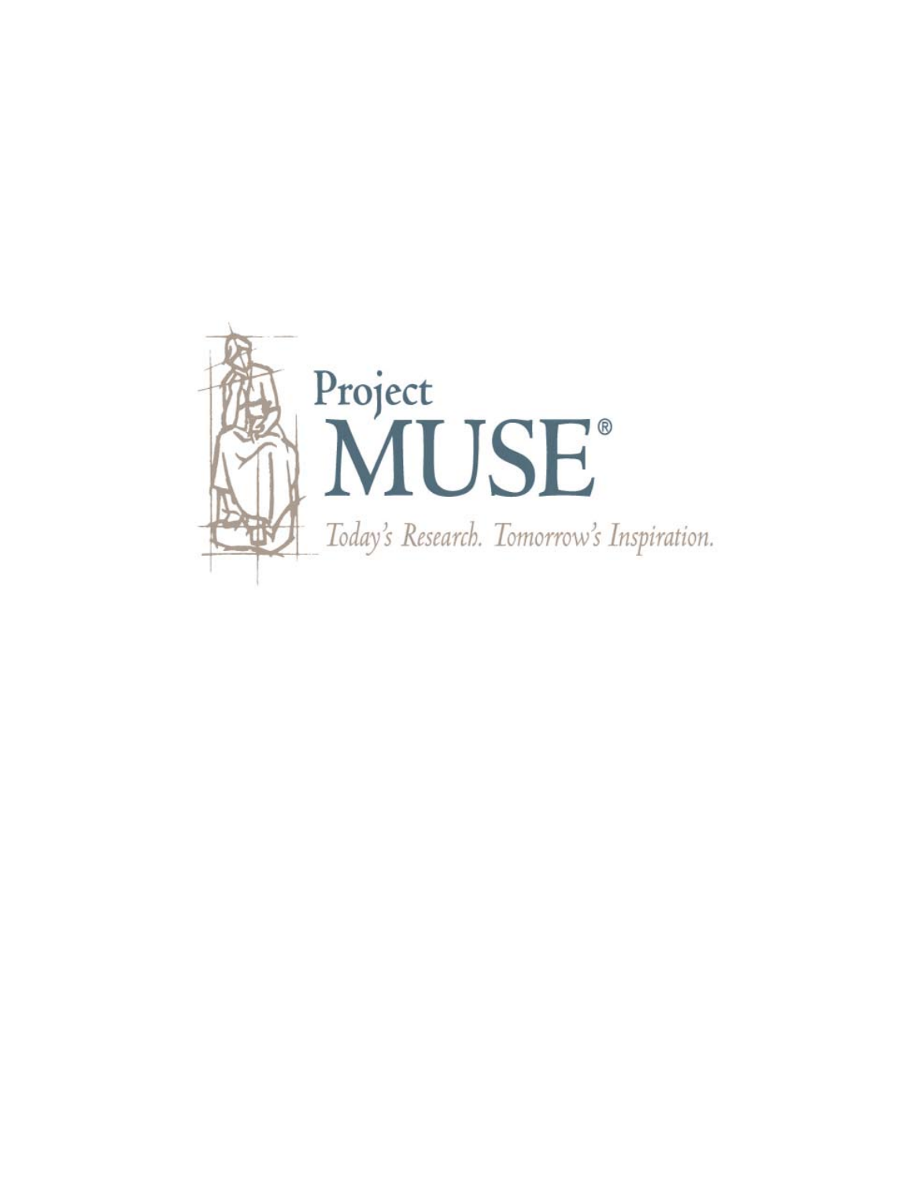Project
MUSE®

*Today's Research. Tomorrow's Inspiration.*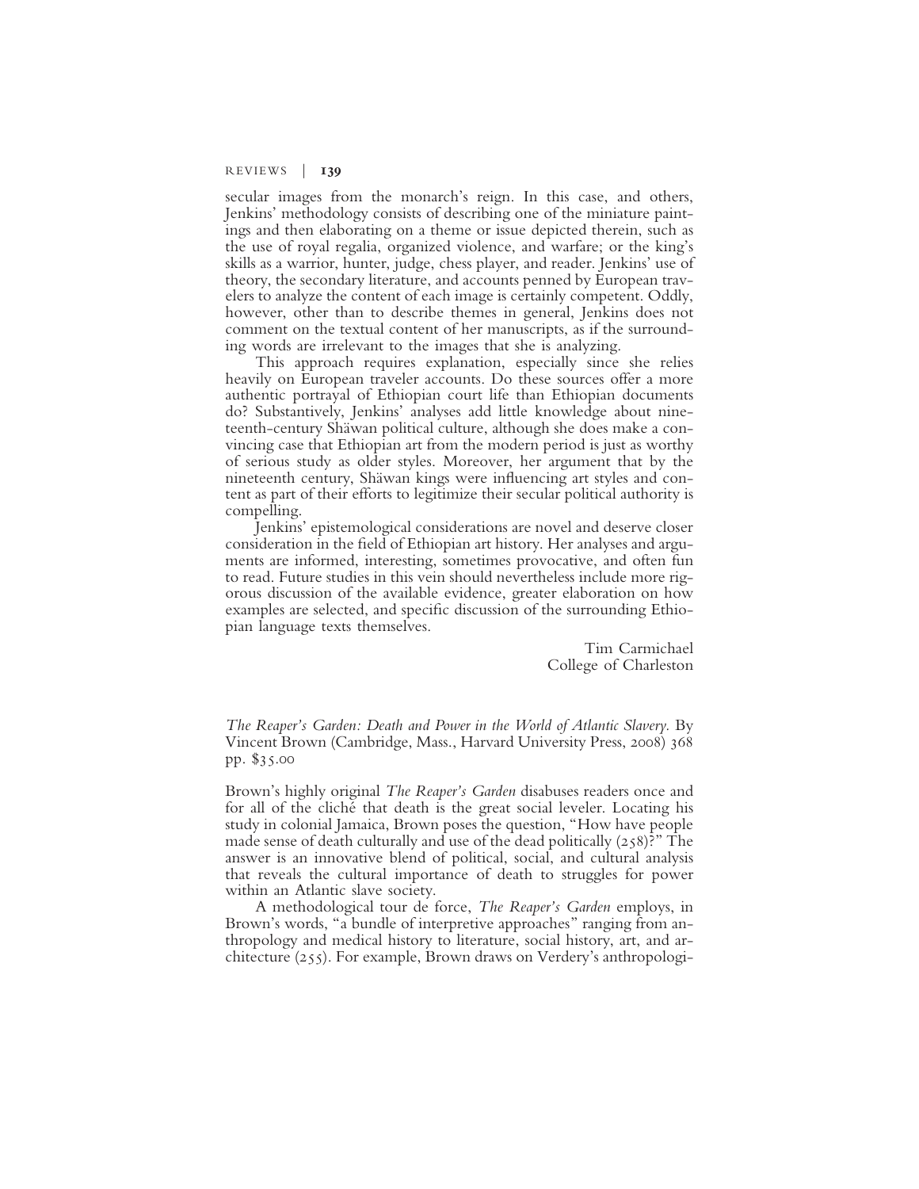secular images from the monarch's reign. In this case, and others, Jenkins' methodology consists of describing one of the miniature paintings and then elaborating on a theme or issue depicted therein, such as the use of royal regalia, organized violence, and warfare; or the king's skills as a warrior, hunter, judge, chess player, and reader. Jenkins' use of theory, the secondary literature, and accounts penned by European travelers to analyze the content of each image is certainly competent. Oddly, however, other than to describe themes in general, Jenkins does not comment on the textual content of her manuscripts, as if the surrounding words are irrelevant to the images that she is analyzing.

This approach requires explanation, especially since she relies heavily on European traveler accounts. Do these sources offer a more authentic portrayal of Ethiopian court life than Ethiopian documents do? Substantively, Jenkins' analyses add little knowledge about nineteenth-century Shäwan political culture, although she does make a convincing case that Ethiopian art from the modern period is just as worthy of serious study as older styles. Moreover, her argument that by the nineteenth century, Shäwan kings were influencing art styles and content as part of their efforts to legitimize their secular political authority is compelling.

Jenkins' epistemological considerations are novel and deserve closer consideration in the field of Ethiopian art history. Her analyses and arguments are informed, interesting, sometimes provocative, and often fun to read. Future studies in this vein should nevertheless include more rigorous discussion of the available evidence, greater elaboration on how examples are selected, and specific discussion of the surrounding Ethiopian language texts themselves.

Tim Carmichael
College of Charleston

*The Reaper's Garden: Death and Power in the World of Atlantic Slavery.* By Vincent Brown (Cambridge, Mass., Harvard University Press, 2008) 368 pp. $35.00

Brown's highly original *The Reaper's Garden* disabuses readers once and for all of the cliché that death is the great social leveler. Locating his study in colonial Jamaica, Brown poses the question, "How have people made sense of death culturally and use of the dead politically (258)?" The answer is an innovative blend of political, social, and cultural analysis that reveals the cultural importance of death to struggles for power within an Atlantic slave society.

A methodological tour de force, *The Reaper's Garden* employs, in Brown's words, "a bundle of interpretive approaches" ranging from anthropology and medical history to literature, social history, art, and architecture (255). For example, Brown draws on Verdery's anthropologi-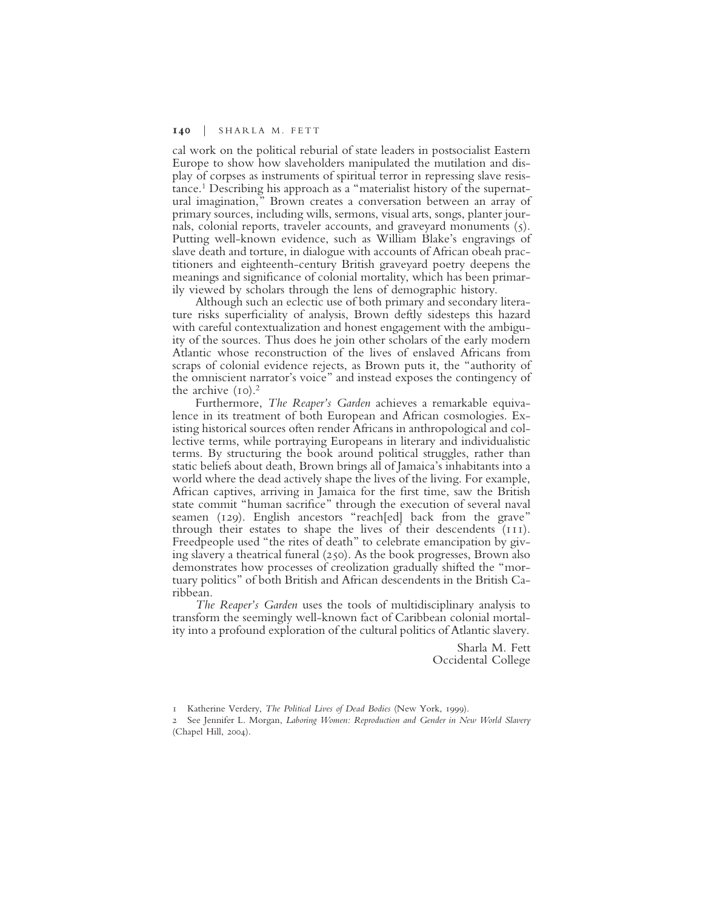cal work on the political reburial of state leaders in postsocialist Eastern Europe to show how slaveholders manipulated the mutilation and display of corpses as instruments of spiritual terror in repressing slave resistance.[1] Describing his approach as a "materialist history of the supernatural imagination," Brown creates a conversation between an array of primary sources, including wills, sermons, visual arts, songs, planter journals, colonial reports, traveler accounts, and graveyard monuments (5). Putting well-known evidence, such as William Blake's engravings of slave death and torture, in dialogue with accounts of African obeah practitioners and eighteenth-century British graveyard poetry deepens the meanings and significance of colonial mortality, which has been primarily viewed by scholars through the lens of demographic history.

Although such an eclectic use of both primary and secondary literature risks superficiality of analysis, Brown deftly sidesteps this hazard with careful contextualization and honest engagement with the ambiguity of the sources. Thus does he join other scholars of the early modern Atlantic whose reconstruction of the lives of enslaved Africans from scraps of colonial evidence rejects, as Brown puts it, the "authority of the omniscient narrator's voice" and instead exposes the contingency of the archive (10).[2]

Furthermore, *The Reaper's Garden* achieves a remarkable equivalence in its treatment of both European and African cosmologies. Existing historical sources often render Africans in anthropological and collective terms, while portraying Europeans in literary and individualistic terms. By structuring the book around political struggles, rather than static beliefs about death, Brown brings all of Jamaica's inhabitants into a world where the dead actively shape the lives of the living. For example, African captives, arriving in Jamaica for the first time, saw the British state commit "human sacrifice" through the execution of several naval seamen (129). English ancestors "reach[ed] back from the grave" through their estates to shape the lives of their descendents (111). Freedpeople used "the rites of death" to celebrate emancipation by giving slavery a theatrical funeral (250). As the book progresses, Brown also demonstrates how processes of creolization gradually shifted the "mortuary politics" of both British and African descendents in the British Caribbean.

*The Reaper's Garden* uses the tools of multidisciplinary analysis to transform the seemingly well-known fact of Caribbean colonial mortality into a profound exploration of the cultural politics of Atlantic slavery.

Sharla M. Fett
Occidental College

---

1 Katherine Verdery, *The Political Lives of Dead Bodies* (New York, 1999).

2 See Jennifer L. Morgan, *Laboring Women: Reproduction and Gender in New World Slavery* (Chapel Hill, 2004).